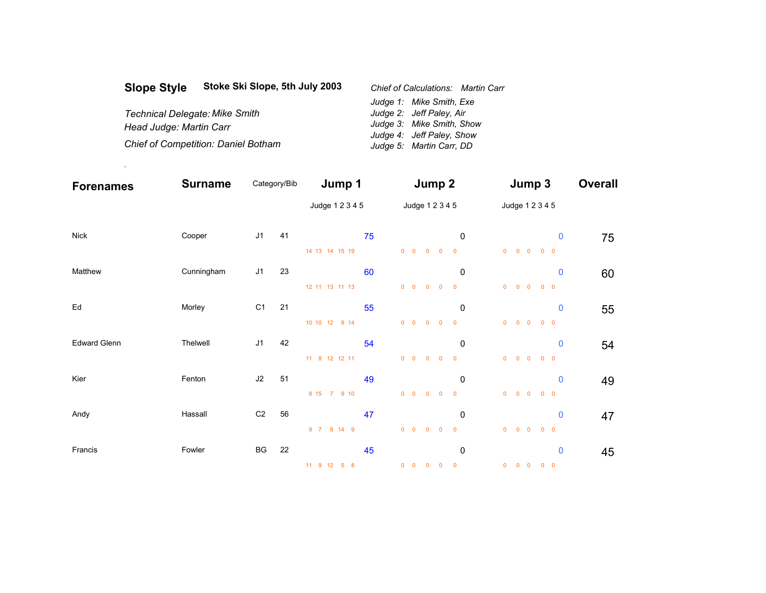**Slope Style** **Stoke Ski Slope, 5th July 2003**

*Technical Delegate: Mike Smith*
*Head Judge: Martin Carr*
*Chief of Competition: Daniel Botham*

*Chief of Calculations: Martin Carr*
*Judge 1: Mike Smith, Exe*
*Judge 2: Jeff Paley, Air*
*Judge 3: Mike Smith, Show*
*Judge 4: Jeff Paley, Show*
*Judge 5: Martin Carr, DD*

| Forenames | Surname | Category | Bib | Jump 1 Judge 1 2 3 4 5 | Jump 1 | Jump 2 Judge 1 2 3 4 5 | Jump 2 | Jump 3 Judge 1 2 3 4 5 | Jump 3 | Overall |
|---|---|---|---|---|---|---|---|---|---|---|
| Nick | Cooper | J1 | 41 | 14 13 14 15 19 | 75 | 0 0 0 0 0 | 0 | 0 0 0 0 0 | 0 | 75 |
| Matthew | Cunningham | J1 | 23 | 12 11 13 11 13 | 60 | 0 0 0 0 0 | 0 | 0 0 0 0 0 | 0 | 60 |
| Ed | Morley | C1 | 21 | 10 10 12 9 14 | 55 | 0 0 0 0 0 | 0 | 0 0 0 0 0 | 0 | 55 |
| Edward Glenn | Thelwell | J1 | 42 | 11 8 12 12 11 | 54 | 0 0 0 0 0 | 0 | 0 0 0 0 0 | 0 | 54 |
| Kier | Fenton | J2 | 51 | 8 15 7 9 10 | 49 | 0 0 0 0 0 | 0 | 0 0 0 0 0 | 0 | 49 |
| Andy | Hassall | C2 | 56 | 9 7 8 14 9 | 47 | 0 0 0 0 0 | 0 | 0 0 0 0 0 | 0 | 47 |
| Francis | Fowler | BG | 22 | 11 9 12 5 8 | 45 | 0 0 0 0 0 | 0 | 0 0 0 0 0 | 0 | 45 |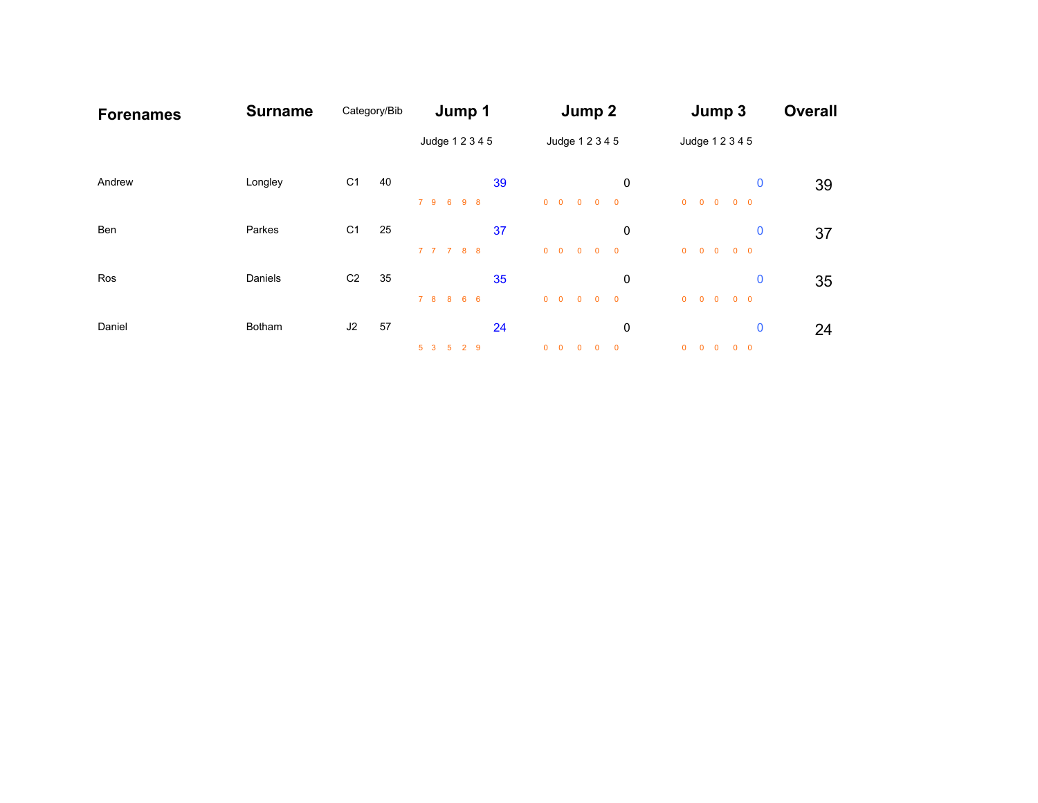| Forenames | Surname | Category/Bib | | Jump 1 | Jump 2 | Jump 3 | Overall |
|---|---|---|---|---|---|---|---|
| | | | | Judge 1 2 3 4 5 | Judge 1 2 3 4 5 | Judge 1 2 3 4 5 | |
| Andrew | Longley | C1 | 40 | 39 | 0 | 0 | 39 |
| | | | | 7 9 6 9 8 | 0 0 0 0 0 | 0 0 0 0 0 | |
| Ben | Parkes | C1 | 25 | 37 | 0 | 0 | 37 |
| | | | | 7 7 7 8 8 | 0 0 0 0 0 | 0 0 0 0 0 | |
| Ros | Daniels | C2 | 35 | 35 | 0 | 0 | 35 |
| | | | | 7 8 8 6 6 | 0 0 0 0 0 | 0 0 0 0 0 | |
| Daniel | Botham | J2 | 57 | 24 | 0 | 0 | 24 |
| | | | | 5 3 5 2 9 | 0 0 0 0 0 | 0 0 0 0 0 | |